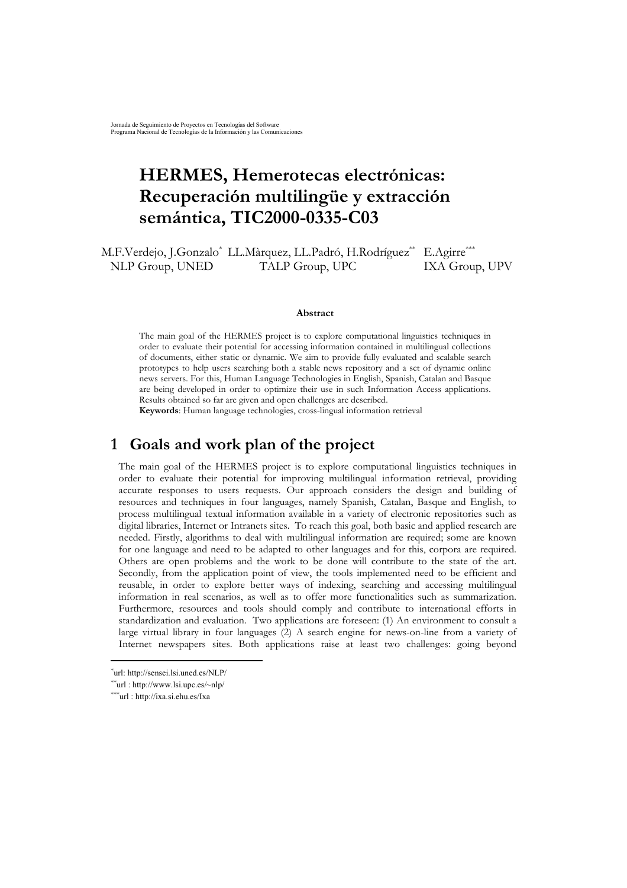# HERMES, Hemerotecas electrónicas: Recuperación multilingüe y extracción semántica, TIC2000-0335-C03

M.F.Verdejo, J.Gonzalo[*] LL.Màrquez, LL.Padró, H.Rodríguez[**] E.Agirre[***]
NLP Group, UNED TALP Group, UPC IXA Group, UPV

### Abstract

The main goal of the HERMES project is to explore computational linguistics techniques in order to evaluate their potential for accessing information contained in multilingual collections of documents, either static or dynamic. We aim to provide fully evaluated and scalable search prototypes to help users searching both a stable news repository and a set of dynamic online news servers. For this, Human Language Technologies in English, Spanish, Catalan and Basque are being developed in order to optimize their use in such Information Access applications. Results obtained so far are given and open challenges are described.

**Keywords**: Human language technologies, cross-lingual information retrieval

## 1 Goals and work plan of the project

The main goal of the HERMES project is to explore computational linguistics techniques in order to evaluate their potential for improving multilingual information retrieval, providing accurate responses to users requests. Our approach considers the design and building of resources and techniques in four languages, namely Spanish, Catalan, Basque and English, to process multilingual textual information available in a variety of electronic repositories such as digital libraries, Internet or Intranets sites. To reach this goal, both basic and applied research are needed. Firstly, algorithms to deal with multilingual information are required; some are known for one language and need to be adapted to other languages and for this, corpora are required. Others are open problems and the work to be done will contribute to the state of the art. Secondly, from the application point of view, the tools implemented need to be efficient and reusable, in order to explore better ways of indexing, searching and accessing multilingual information in real scenarios, as well as to offer more functionalities such as summarization. Furthermore, resources and tools should comply and contribute to international efforts in standardization and evaluation. Two applications are foreseen: (1) An environment to consult a large virtual library in four languages (2) A search engine for news-on-line from a variety of Internet newspapers sites. Both applications raise at least two challenges: going beyond

[*] url: http://sensei.lsi.uned.es/NLP/

[**] url : http://www.lsi.upc.es/~nlp/

[***] url : http://ixa.si.ehu.es/Ixa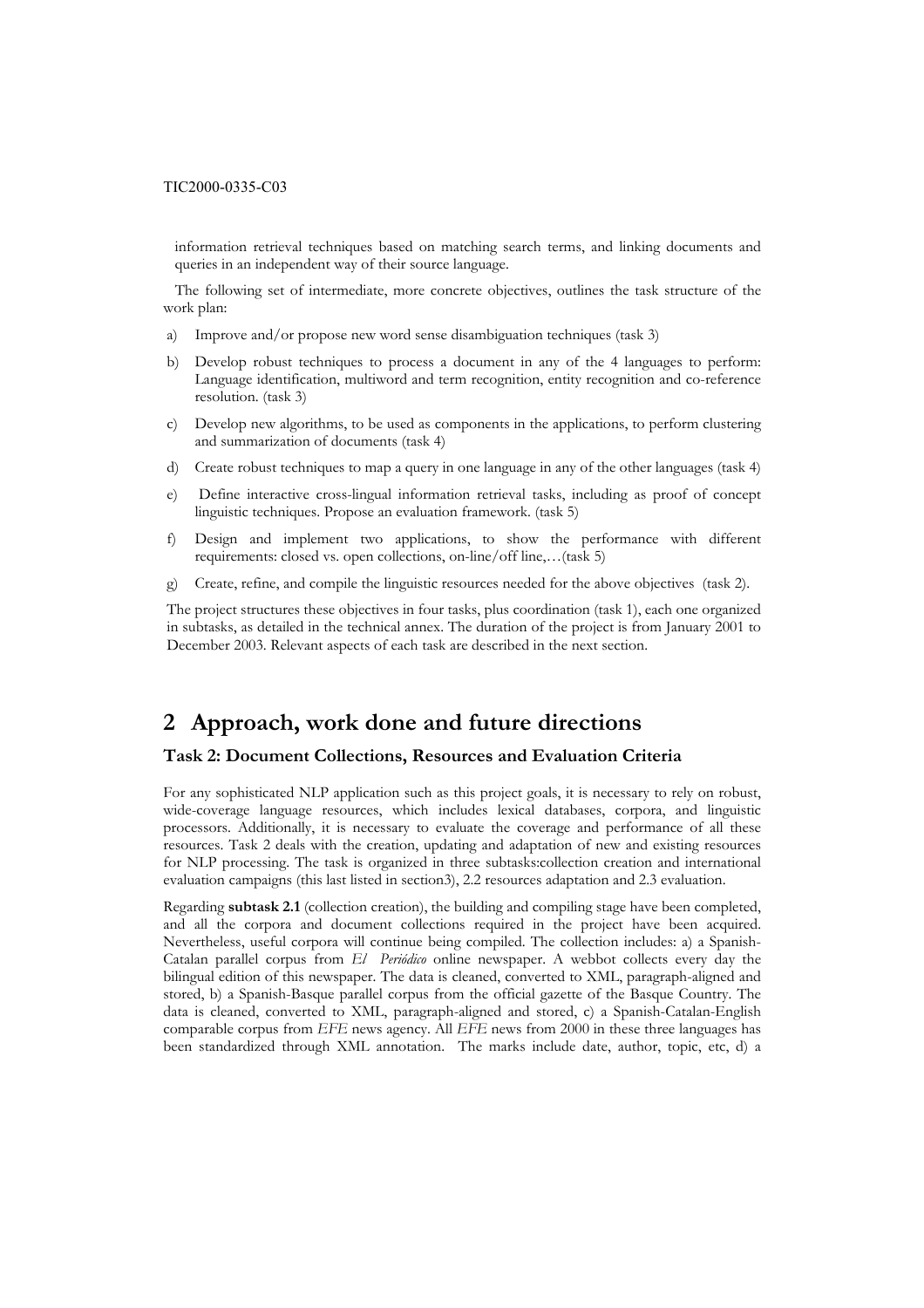information retrieval techniques based on matching search terms, and linking documents and queries in an independent way of their source language.

The following set of intermediate, more concrete objectives, outlines the task structure of the work plan:

a) Improve and/or propose new word sense disambiguation techniques (task 3)

b) Develop robust techniques to process a document in any of the 4 languages to perform: Language identification, multiword and term recognition, entity recognition and co-reference resolution. (task 3)

c) Develop new algorithms, to be used as components in the applications, to perform clustering and summarization of documents (task 4)

d) Create robust techniques to map a query in one language in any of the other languages (task 4)

e) Define interactive cross-lingual information retrieval tasks, including as proof of concept linguistic techniques. Propose an evaluation framework. (task 5)

f) Design and implement two applications, to show the performance with different requirements: closed vs. open collections, on-line/off line,…(task 5)

g) Create, refine, and compile the linguistic resources needed for the above objectives (task 2).

The project structures these objectives in four tasks, plus coordination (task 1), each one organized in subtasks, as detailed in the technical annex. The duration of the project is from January 2001 to December 2003. Relevant aspects of each task are described in the next section.

# 2 Approach, work done and future directions

### Task 2: Document Collections, Resources and Evaluation Criteria

For any sophisticated NLP application such as this project goals, it is necessary to rely on robust, wide-coverage language resources, which includes lexical databases, corpora, and linguistic processors. Additionally, it is necessary to evaluate the coverage and performance of all these resources. Task 2 deals with the creation, updating and adaptation of new and existing resources for NLP processing. The task is organized in three subtasks:collection creation and international evaluation campaigns (this last listed in section3), 2.2 resources adaptation and 2.3 evaluation.

Regarding **subtask 2.1** (collection creation), the building and compiling stage have been completed, and all the corpora and document collections required in the project have been acquired. Nevertheless, useful corpora will continue being compiled. The collection includes: a) a Spanish-Catalan parallel corpus from *El Periódico* online newspaper. A webbot collects every day the bilingual edition of this newspaper. The data is cleaned, converted to XML, paragraph-aligned and stored, b) a Spanish-Basque parallel corpus from the official gazette of the Basque Country. The data is cleaned, converted to XML, paragraph-aligned and stored, c) a Spanish-Catalan-English comparable corpus from *EFE* news agency. All *EFE* news from 2000 in these three languages has been standardized through XML annotation. The marks include date, author, topic, etc, d) a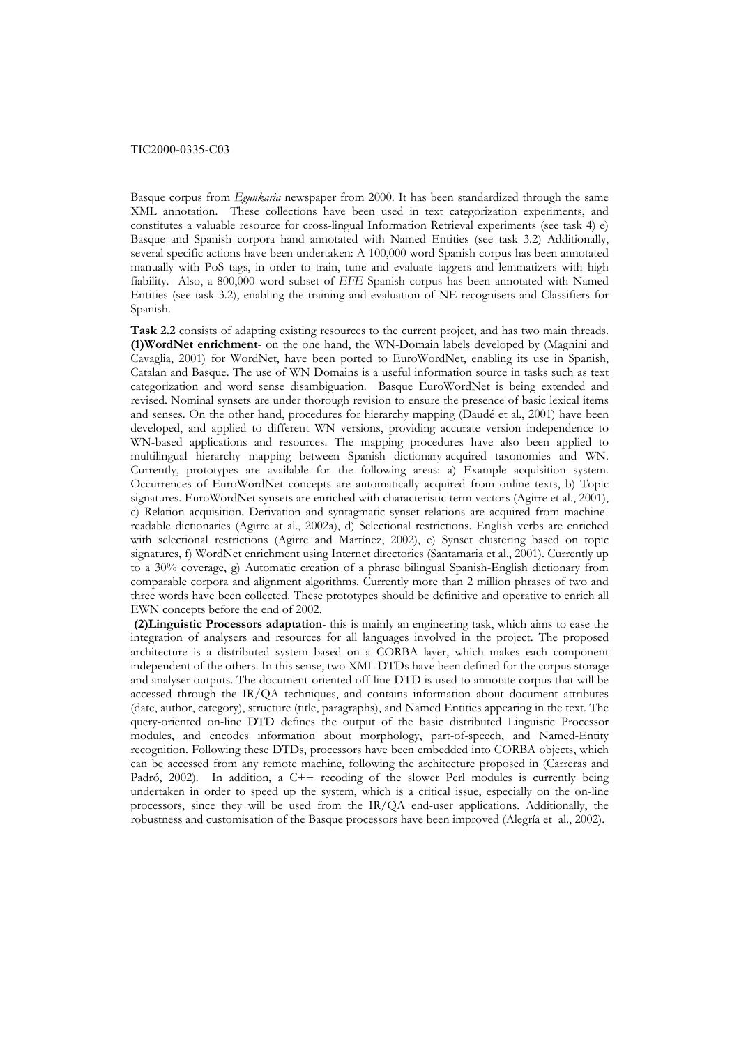Basque corpus from *Egunkaria* newspaper from 2000. It has been standardized through the same XML annotation. These collections have been used in text categorization experiments, and constitutes a valuable resource for cross-lingual Information Retrieval experiments (see task 4) e) Basque and Spanish corpora hand annotated with Named Entities (see task 3.2) Additionally, several specific actions have been undertaken: A 100,000 word Spanish corpus has been annotated manually with PoS tags, in order to train, tune and evaluate taggers and lemmatizers with high fiability. Also, a 800,000 word subset of *EFE* Spanish corpus has been annotated with Named Entities (see task 3.2), enabling the training and evaluation of NE recognisers and Classifiers for Spanish.

**Task 2.2** consists of adapting existing resources to the current project, and has two main threads. **(1)WordNet enrichment**- on the one hand, the WN-Domain labels developed by (Magnini and Cavaglia, 2001) for WordNet, have been ported to EuroWordNet, enabling its use in Spanish, Catalan and Basque. The use of WN Domains is a useful information source in tasks such as text categorization and word sense disambiguation. Basque EuroWordNet is being extended and revised. Nominal synsets are under thorough revision to ensure the presence of basic lexical items and senses. On the other hand, procedures for hierarchy mapping (Daudé et al., 2001) have been developed, and applied to different WN versions, providing accurate version independence to WN-based applications and resources. The mapping procedures have also been applied to multilingual hierarchy mapping between Spanish dictionary-acquired taxonomies and WN. Currently, prototypes are available for the following areas: a) Example acquisition system. Occurrences of EuroWordNet concepts are automatically acquired from online texts, b) Topic signatures. EuroWordNet synsets are enriched with characteristic term vectors (Agirre et al., 2001), c) Relation acquisition. Derivation and syntagmatic synset relations are acquired from machine-readable dictionaries (Agirre at al., 2002a), d) Selectional restrictions. English verbs are enriched with selectional restrictions (Agirre and Martínez, 2002), e) Synset clustering based on topic signatures, f) WordNet enrichment using Internet directories (Santamaria et al., 2001). Currently up to a 30% coverage, g) Automatic creation of a phrase bilingual Spanish-English dictionary from comparable corpora and alignment algorithms. Currently more than 2 million phrases of two and three words have been collected. These prototypes should be definitive and operative to enrich all EWN concepts before the end of 2002.

**(2)Linguistic Processors adaptation**- this is mainly an engineering task, which aims to ease the integration of analysers and resources for all languages involved in the project. The proposed architecture is a distributed system based on a CORBA layer, which makes each component independent of the others. In this sense, two XML DTDs have been defined for the corpus storage and analyser outputs. The document-oriented off-line DTD is used to annotate corpus that will be accessed through the IR/QA techniques, and contains information about document attributes (date, author, category), structure (title, paragraphs), and Named Entities appearing in the text. The query-oriented on-line DTD defines the output of the basic distributed Linguistic Processor modules, and encodes information about morphology, part-of-speech, and Named-Entity recognition. Following these DTDs, processors have been embedded into CORBA objects, which can be accessed from any remote machine, following the architecture proposed in (Carreras and Padró, 2002). In addition, a C++ recoding of the slower Perl modules is currently being undertaken in order to speed up the system, which is a critical issue, especially on the on-line processors, since they will be used from the IR/QA end-user applications. Additionally, the robustness and customisation of the Basque processors have been improved (Alegría et al., 2002).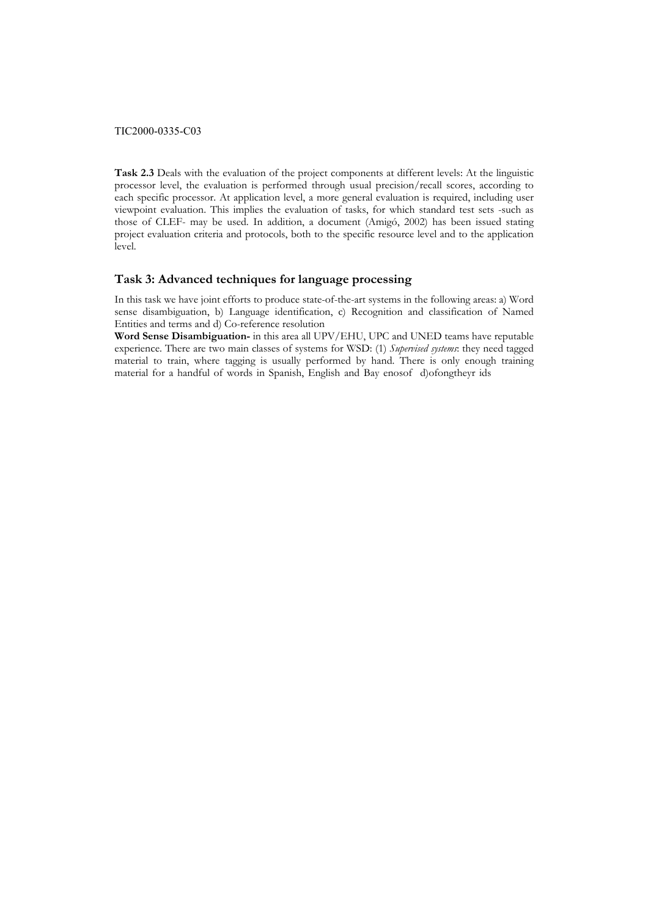**Task 2.3** Deals with the evaluation of the project components at different levels: At the linguistic processor level, the evaluation is performed through usual precision/recall scores, according to each specific processor. At application level, a more general evaluation is required, including user viewpoint evaluation. This implies the evaluation of tasks, for which standard test sets -such as those of CLEF- may be used. In addition, a document (Amigó, 2002) has been issued stating project evaluation criteria and protocols, both to the specific resource level and to the application level.

## Task 3: Advanced techniques for language processing

In this task we have joint efforts to produce state-of-the-art systems in the following areas: a) Word sense disambiguation, b) Language identification, c) Recognition and classification of Named Entities and terms and d) Co-reference resolution

**Word Sense Disambiguation-** in this area all UPV/EHU, UPC and UNED teams have reputable experience. There are two main classes of systems for WSD: (1) *Supervised systems*: they need tagged material to train, where tagging is usually performed by hand. There is only enough training material for a handful of words in Spanish, English and Bay enosof d)ofongtheyr ids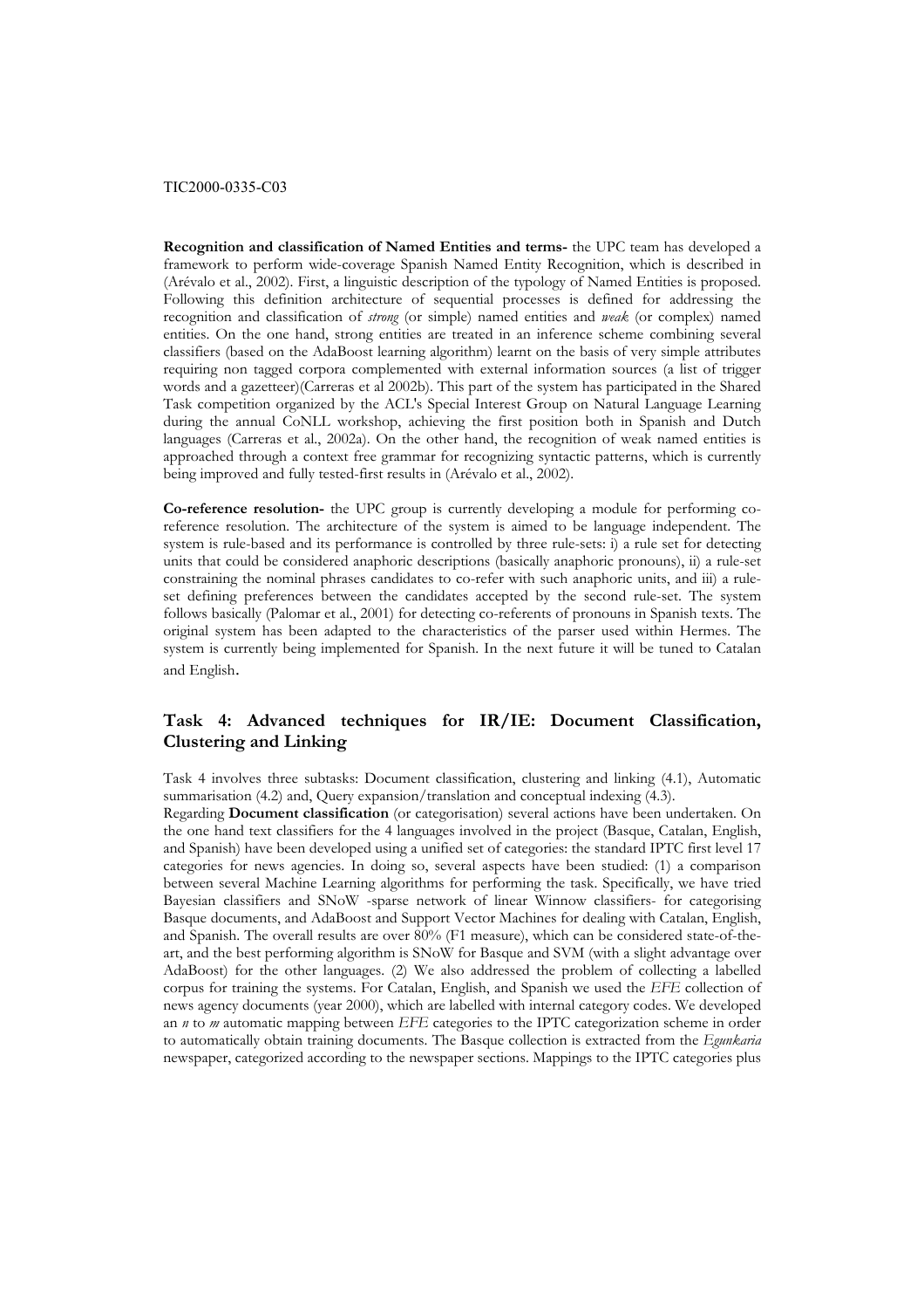**Recognition and classification of Named Entities and terms-** the UPC team has developed a framework to perform wide-coverage Spanish Named Entity Recognition, which is described in (Arévalo et al., 2002). First, a linguistic description of the typology of Named Entities is proposed. Following this definition architecture of sequential processes is defined for addressing the recognition and classification of *strong* (or simple) named entities and *weak* (or complex) named entities. On the one hand, strong entities are treated in an inference scheme combining several classifiers (based on the AdaBoost learning algorithm) learnt on the basis of very simple attributes requiring non tagged corpora complemented with external information sources (a list of trigger words and a gazetteer)(Carreras et al 2002b). This part of the system has participated in the Shared Task competition organized by the ACL's Special Interest Group on Natural Language Learning during the annual CoNLL workshop, achieving the first position both in Spanish and Dutch languages (Carreras et al., 2002a). On the other hand, the recognition of weak named entities is approached through a context free grammar for recognizing syntactic patterns, which is currently being improved and fully tested-first results in (Arévalo et al., 2002).

**Co-reference resolution-** the UPC group is currently developing a module for performing co-reference resolution. The architecture of the system is aimed to be language independent. The system is rule-based and its performance is controlled by three rule-sets: i) a rule set for detecting units that could be considered anaphoric descriptions (basically anaphoric pronouns), ii) a rule-set constraining the nominal phrases candidates to co-refer with such anaphoric units, and iii) a rule-set defining preferences between the candidates accepted by the second rule-set. The system follows basically (Palomar et al., 2001) for detecting co-referents of pronouns in Spanish texts. The original system has been adapted to the characteristics of the parser used within Hermes. The system is currently being implemented for Spanish. In the next future it will be tuned to Catalan and English.

## Task 4: Advanced techniques for IR/IE: Document Classification, Clustering and Linking

Task 4 involves three subtasks: Document classification, clustering and linking (4.1), Automatic summarisation (4.2) and, Query expansion/translation and conceptual indexing (4.3).

Regarding **Document classification** (or categorisation) several actions have been undertaken. On the one hand text classifiers for the 4 languages involved in the project (Basque, Catalan, English, and Spanish) have been developed using a unified set of categories: the standard IPTC first level 17 categories for news agencies. In doing so, several aspects have been studied: (1) a comparison between several Machine Learning algorithms for performing the task. Specifically, we have tried Bayesian classifiers and SNoW -sparse network of linear Winnow classifiers- for categorising Basque documents, and AdaBoost and Support Vector Machines for dealing with Catalan, English, and Spanish. The overall results are over 80% (F1 measure), which can be considered state-of-the-art, and the best performing algorithm is SNoW for Basque and SVM (with a slight advantage over AdaBoost) for the other languages. (2) We also addressed the problem of collecting a labelled corpus for training the systems. For Catalan, English, and Spanish we used the *EFE* collection of news agency documents (year 2000), which are labelled with internal category codes. We developed an *n* to *m* automatic mapping between *EFE* categories to the IPTC categorization scheme in order to automatically obtain training documents. The Basque collection is extracted from the *Egunkaria* newspaper, categorized according to the newspaper sections. Mappings to the IPTC categories plus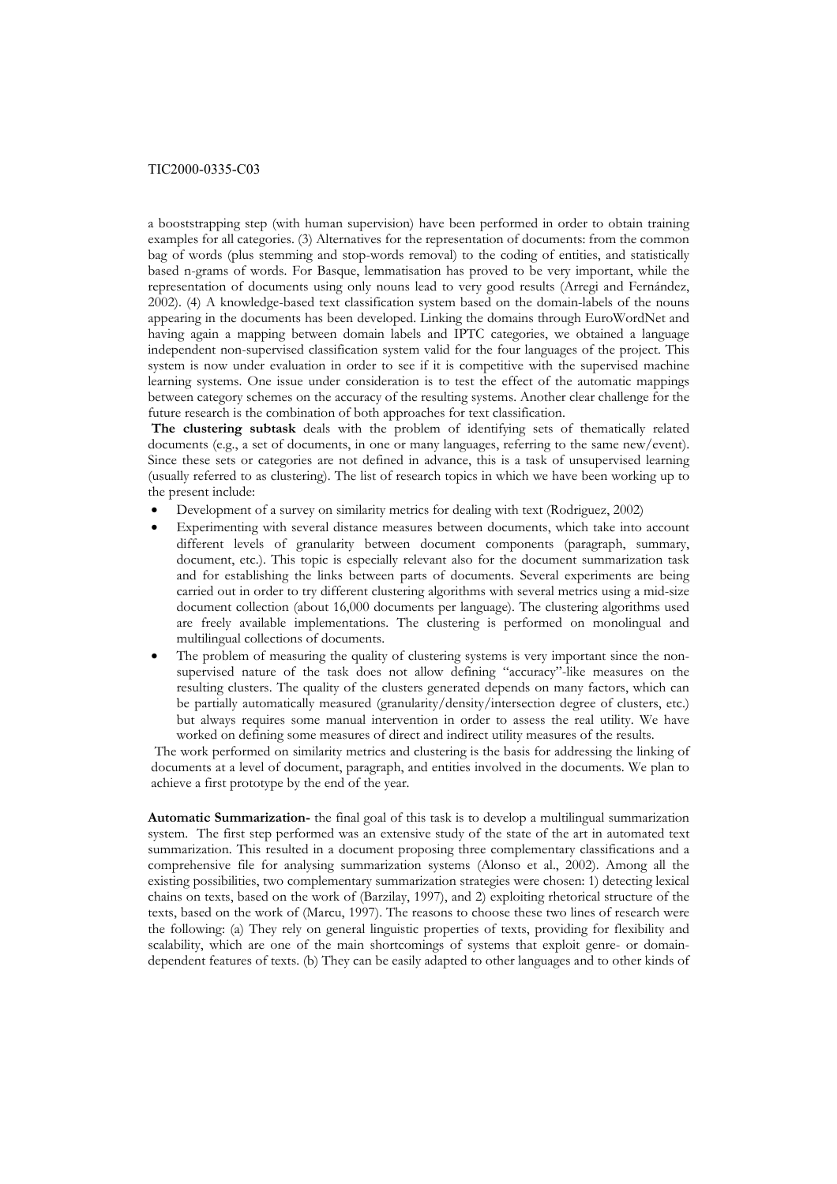a booststrapping step (with human supervision) have been performed in order to obtain training examples for all categories. (3) Alternatives for the representation of documents: from the common bag of words (plus stemming and stop-words removal) to the coding of entities, and statistically based n-grams of words. For Basque, lemmatisation has proved to be very important, while the representation of documents using only nouns lead to very good results (Arregi and Fernández, 2002). (4) A knowledge-based text classification system based on the domain-labels of the nouns appearing in the documents has been developed. Linking the domains through EuroWordNet and having again a mapping between domain labels and IPTC categories, we obtained a language independent non-supervised classification system valid for the four languages of the project. This system is now under evaluation in order to see if it is competitive with the supervised machine learning systems. One issue under consideration is to test the effect of the automatic mappings between category schemes on the accuracy of the resulting systems. Another clear challenge for the future research is the combination of both approaches for text classification.

**The clustering subtask** deals with the problem of identifying sets of thematically related documents (e.g., a set of documents, in one or many languages, referring to the same new/event). Since these sets or categories are not defined in advance, this is a task of unsupervised learning (usually referred to as clustering). The list of research topics in which we have been working up to the present include:

- Development of a survey on similarity metrics for dealing with text (Rodriguez, 2002)
- Experimenting with several distance measures between documents, which take into account different levels of granularity between document components (paragraph, summary, document, etc.). This topic is especially relevant also for the document summarization task and for establishing the links between parts of documents. Several experiments are being carried out in order to try different clustering algorithms with several metrics using a mid-size document collection (about 16,000 documents per language). The clustering algorithms used are freely available implementations. The clustering is performed on monolingual and multilingual collections of documents.
- The problem of measuring the quality of clustering systems is very important since the non-supervised nature of the task does not allow defining "accuracy"-like measures on the resulting clusters. The quality of the clusters generated depends on many factors, which can be partially automatically measured (granularity/density/intersection degree of clusters, etc.) but always requires some manual intervention in order to assess the real utility. We have worked on defining some measures of direct and indirect utility measures of the results.

The work performed on similarity metrics and clustering is the basis for addressing the linking of documents at a level of document, paragraph, and entities involved in the documents. We plan to achieve a first prototype by the end of the year.

**Automatic Summarization-** the final goal of this task is to develop a multilingual summarization system. The first step performed was an extensive study of the state of the art in automated text summarization. This resulted in a document proposing three complementary classifications and a comprehensive file for analysing summarization systems (Alonso et al., 2002). Among all the existing possibilities, two complementary summarization strategies were chosen: 1) detecting lexical chains on texts, based on the work of (Barzilay, 1997), and 2) exploiting rhetorical structure of the texts, based on the work of (Marcu, 1997). The reasons to choose these two lines of research were the following: (a) They rely on general linguistic properties of texts, providing for flexibility and scalability, which are one of the main shortcomings of systems that exploit genre- or domain-dependent features of texts. (b) They can be easily adapted to other languages and to other kinds of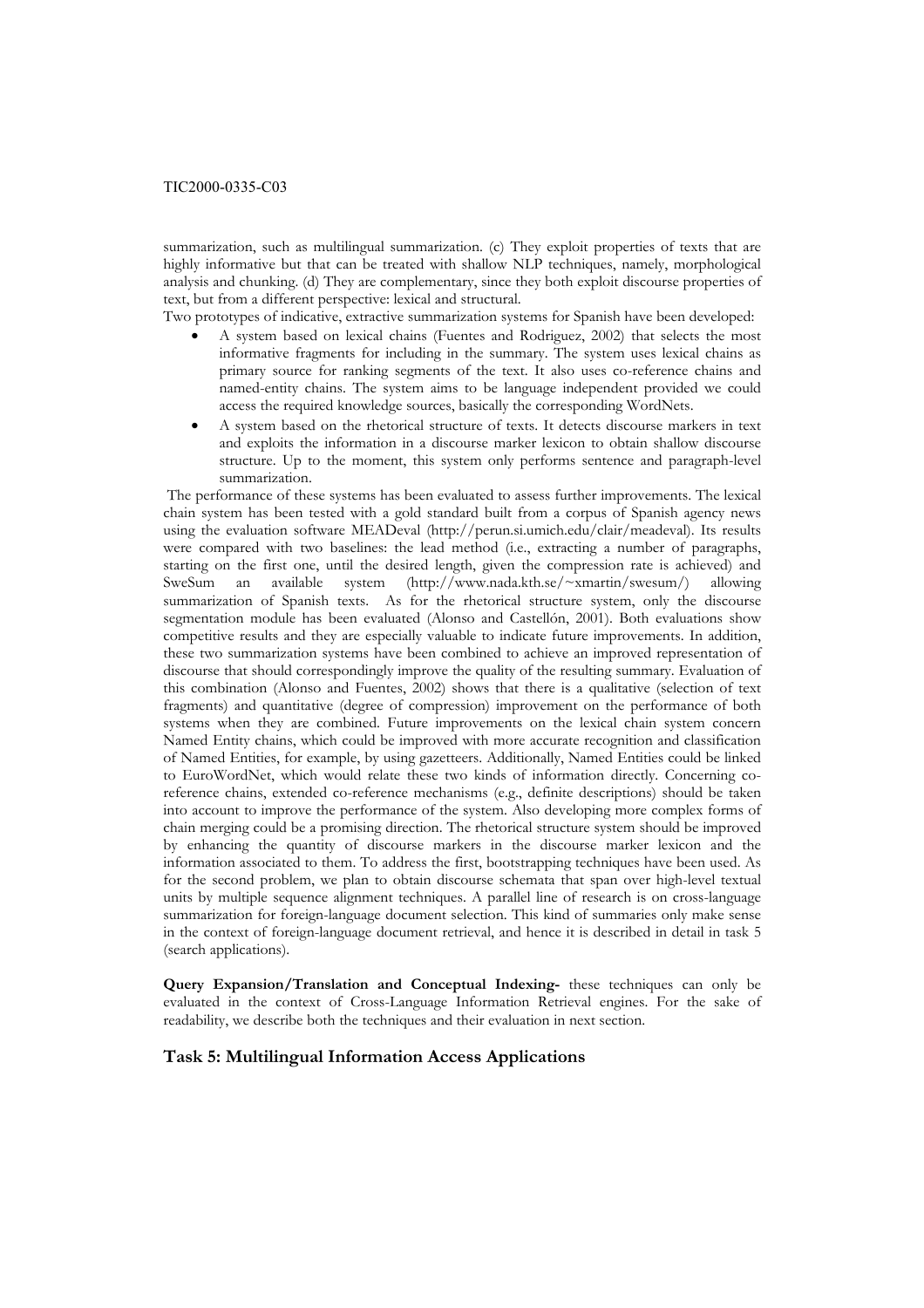summarization, such as multilingual summarization. (c) They exploit properties of texts that are highly informative but that can be treated with shallow NLP techniques, namely, morphological analysis and chunking. (d) They are complementary, since they both exploit discourse properties of text, but from a different perspective: lexical and structural.

Two prototypes of indicative, extractive summarization systems for Spanish have been developed:

- A system based on lexical chains (Fuentes and Rodriguez, 2002) that selects the most informative fragments for including in the summary. The system uses lexical chains as primary source for ranking segments of the text. It also uses co-reference chains and named-entity chains. The system aims to be language independent provided we could access the required knowledge sources, basically the corresponding WordNets.
- A system based on the rhetorical structure of texts. It detects discourse markers in text and exploits the information in a discourse marker lexicon to obtain shallow discourse structure. Up to the moment, this system only performs sentence and paragraph-level summarization.

The performance of these systems has been evaluated to assess further improvements. The lexical chain system has been tested with a gold standard built from a corpus of Spanish agency news using the evaluation software MEADeval (http://perun.si.umich.edu/clair/meadeval). Its results were compared with two baselines: the lead method (i.e., extracting a number of paragraphs, starting on the first one, until the desired length, given the compression rate is achieved) and SweSum an available system (http://www.nada.kth.se/~xmartin/swesum/) allowing summarization of Spanish texts. As for the rhetorical structure system, only the discourse segmentation module has been evaluated (Alonso and Castellón, 2001). Both evaluations show competitive results and they are especially valuable to indicate future improvements. In addition, these two summarization systems have been combined to achieve an improved representation of discourse that should correspondingly improve the quality of the resulting summary. Evaluation of this combination (Alonso and Fuentes, 2002) shows that there is a qualitative (selection of text fragments) and quantitative (degree of compression) improvement on the performance of both systems when they are combined. Future improvements on the lexical chain system concern Named Entity chains, which could be improved with more accurate recognition and classification of Named Entities, for example, by using gazetteers. Additionally, Named Entities could be linked to EuroWordNet, which would relate these two kinds of information directly. Concerning co-reference chains, extended co-reference mechanisms (e.g., definite descriptions) should be taken into account to improve the performance of the system. Also developing more complex forms of chain merging could be a promising direction. The rhetorical structure system should be improved by enhancing the quantity of discourse markers in the discourse marker lexicon and the information associated to them. To address the first, bootstrapping techniques have been used. As for the second problem, we plan to obtain discourse schemata that span over high-level textual units by multiple sequence alignment techniques. A parallel line of research is on cross-language summarization for foreign-language document selection. This kind of summaries only make sense in the context of foreign-language document retrieval, and hence it is described in detail in task 5 (search applications).

**Query Expansion/Translation and Conceptual Indexing-** these techniques can only be evaluated in the context of Cross-Language Information Retrieval engines. For the sake of readability, we describe both the techniques and their evaluation in next section.

### Task 5: Multilingual Information Access Applications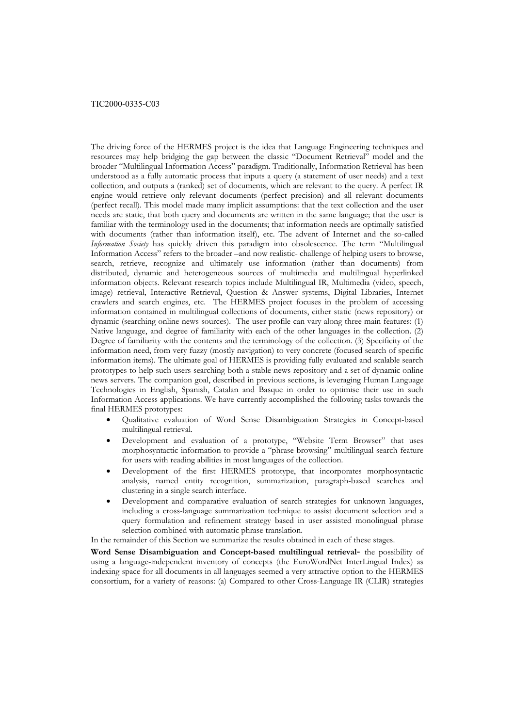TIC2000-0335-C03

The driving force of the HERMES project is the idea that Language Engineering techniques and resources may help bridging the gap between the classic "Document Retrieval" model and the broader "Multilingual Information Access" paradigm. Traditionally, Information Retrieval has been understood as a fully automatic process that inputs a query (a statement of user needs) and a text collection, and outputs a (ranked) set of documents, which are relevant to the query. A perfect IR engine would retrieve only relevant documents (perfect precision) and all relevant documents (perfect recall). This model made many implicit assumptions: that the text collection and the user needs are static, that both query and documents are written in the same language; that the user is familiar with the terminology used in the documents; that information needs are optimally satisfied with documents (rather than information itself), etc. The advent of Internet and the so-called *Information Society* has quickly driven this paradigm into obsolescence. The term "Multilingual Information Access" refers to the broader –and now realistic- challenge of helping users to browse, search, retrieve, recognize and ultimately use information (rather than documents) from distributed, dynamic and heterogeneous sources of multimedia and multilingual hyperlinked information objects. Relevant research topics include Multilingual IR, Multimedia (video, speech, image) retrieval, Interactive Retrieval, Question & Answer systems, Digital Libraries, Internet crawlers and search engines, etc. The HERMES project focuses in the problem of accessing information contained in multilingual collections of documents, either static (news repository) or dynamic (searching online news sources). The user profile can vary along three main features: (1) Native language, and degree of familiarity with each of the other languages in the collection. (2) Degree of familiarity with the contents and the terminology of the collection. (3) Specificity of the information need, from very fuzzy (mostly navigation) to very concrete (focused search of specific information items). The ultimate goal of HERMES is providing fully evaluated and scalable search prototypes to help such users searching both a stable news repository and a set of dynamic online news servers. The companion goal, described in previous sections, is leveraging Human Language Technologies in English, Spanish, Catalan and Basque in order to optimise their use in such Information Access applications. We have currently accomplished the following tasks towards the final HERMES prototypes:

- Qualitative evaluation of Word Sense Disambiguation Strategies in Concept-based multilingual retrieval.
- Development and evaluation of a prototype, "Website Term Browser" that uses morphosyntactic information to provide a "phrase-browsing" multilingual search feature for users with reading abilities in most languages of the collection.
- Development of the first HERMES prototype, that incorporates morphosyntactic analysis, named entity recognition, summarization, paragraph-based searches and clustering in a single search interface.
- Development and comparative evaluation of search strategies for unknown languages, including a cross-language summarization technique to assist document selection and a query formulation and refinement strategy based in user assisted monolingual phrase selection combined with automatic phrase translation.

In the remainder of this Section we summarize the results obtained in each of these stages.

**Word Sense Disambiguation and Concept-based multilingual retrieval-** the possibility of using a language-independent inventory of concepts (the EuroWordNet InterLingual Index) as indexing space for all documents in all languages seemed a very attractive option to the HERMES consortium, for a variety of reasons: (a) Compared to other Cross-Language IR (CLIR) strategies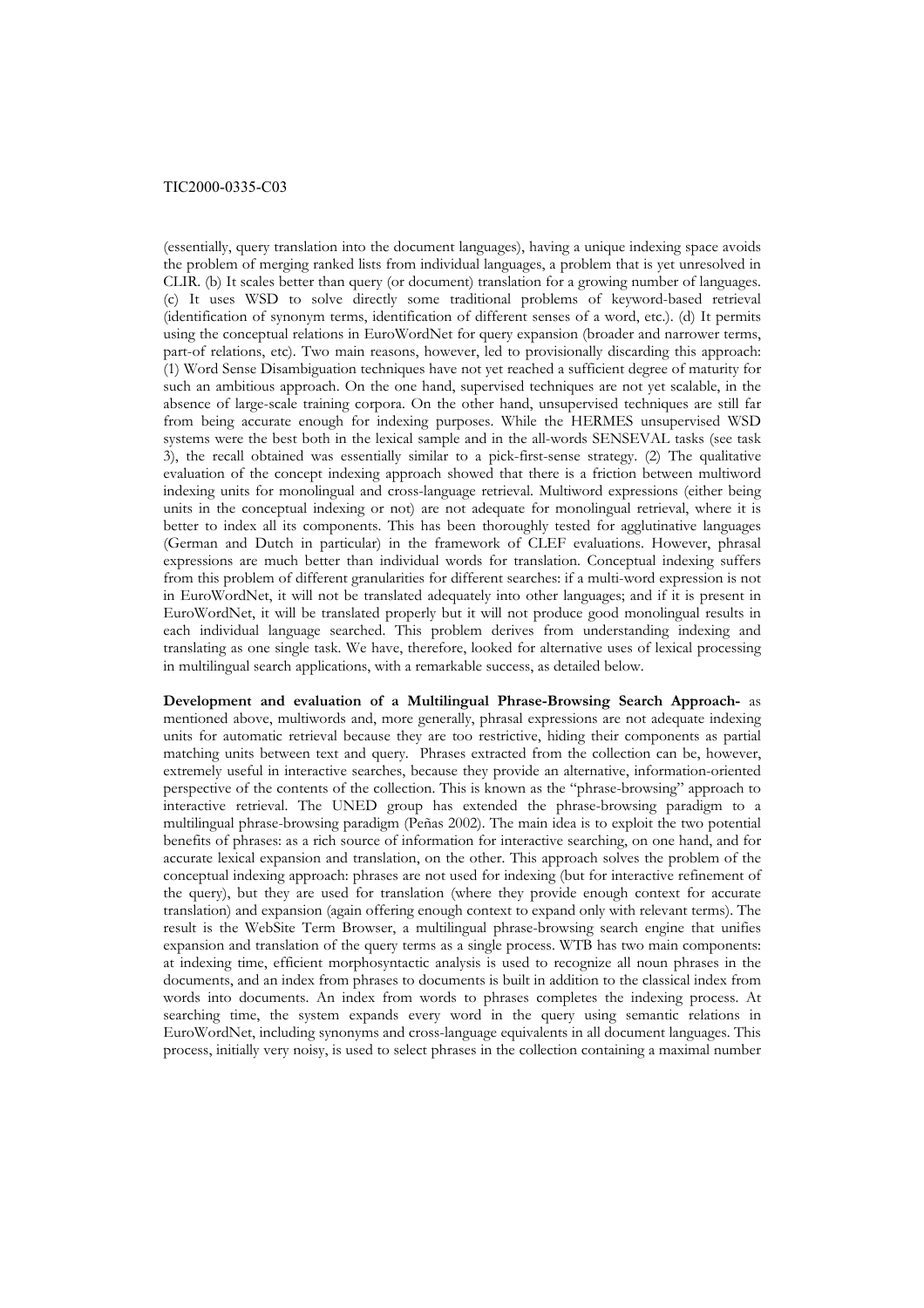(essentially, query translation into the document languages), having a unique indexing space avoids the problem of merging ranked lists from individual languages, a problem that is yet unresolved in CLIR. (b) It scales better than query (or document) translation for a growing number of languages. (c) It uses WSD to solve directly some traditional problems of keyword-based retrieval (identification of synonym terms, identification of different senses of a word, etc.). (d) It permits using the conceptual relations in EuroWordNet for query expansion (broader and narrower terms, part-of relations, etc). Two main reasons, however, led to provisionally discarding this approach: (1) Word Sense Disambiguation techniques have not yet reached a sufficient degree of maturity for such an ambitious approach. On the one hand, supervised techniques are not yet scalable, in the absence of large-scale training corpora. On the other hand, unsupervised techniques are still far from being accurate enough for indexing purposes. While the HERMES unsupervised WSD systems were the best both in the lexical sample and in the all-words SENSEVAL tasks (see task 3), the recall obtained was essentially similar to a pick-first-sense strategy. (2) The qualitative evaluation of the concept indexing approach showed that there is a friction between multiword indexing units for monolingual and cross-language retrieval. Multiword expressions (either being units in the conceptual indexing or not) are not adequate for monolingual retrieval, where it is better to index all its components. This has been thoroughly tested for agglutinative languages (German and Dutch in particular) in the framework of CLEF evaluations. However, phrasal expressions are much better than individual words for translation. Conceptual indexing suffers from this problem of different granularities for different searches: if a multi-word expression is not in EuroWordNet, it will not be translated adequately into other languages; and if it is present in EuroWordNet, it will be translated properly but it will not produce good monolingual results in each individual language searched. This problem derives from understanding indexing and translating as one single task. We have, therefore, looked for alternative uses of lexical processing in multilingual search applications, with a remarkable success, as detailed below.

**Development and evaluation of a Multilingual Phrase-Browsing Search Approach-** as mentioned above, multiwords and, more generally, phrasal expressions are not adequate indexing units for automatic retrieval because they are too restrictive, hiding their components as partial matching units between text and query. Phrases extracted from the collection can be, however, extremely useful in interactive searches, because they provide an alternative, information-oriented perspective of the contents of the collection. This is known as the "phrase-browsing" approach to interactive retrieval. The UNED group has extended the phrase-browsing paradigm to a multilingual phrase-browsing paradigm (Peñas 2002). The main idea is to exploit the two potential benefits of phrases: as a rich source of information for interactive searching, on one hand, and for accurate lexical expansion and translation, on the other. This approach solves the problem of the conceptual indexing approach: phrases are not used for indexing (but for interactive refinement of the query), but they are used for translation (where they provide enough context for accurate translation) and expansion (again offering enough context to expand only with relevant terms). The result is the WebSite Term Browser, a multilingual phrase-browsing search engine that unifies expansion and translation of the query terms as a single process. WTB has two main components: at indexing time, efficient morphosyntactic analysis is used to recognize all noun phrases in the documents, and an index from phrases to documents is built in addition to the classical index from words into documents. An index from words to phrases completes the indexing process. At searching time, the system expands every word in the query using semantic relations in EuroWordNet, including synonyms and cross-language equivalents in all document languages. This process, initially very noisy, is used to select phrases in the collection containing a maximal number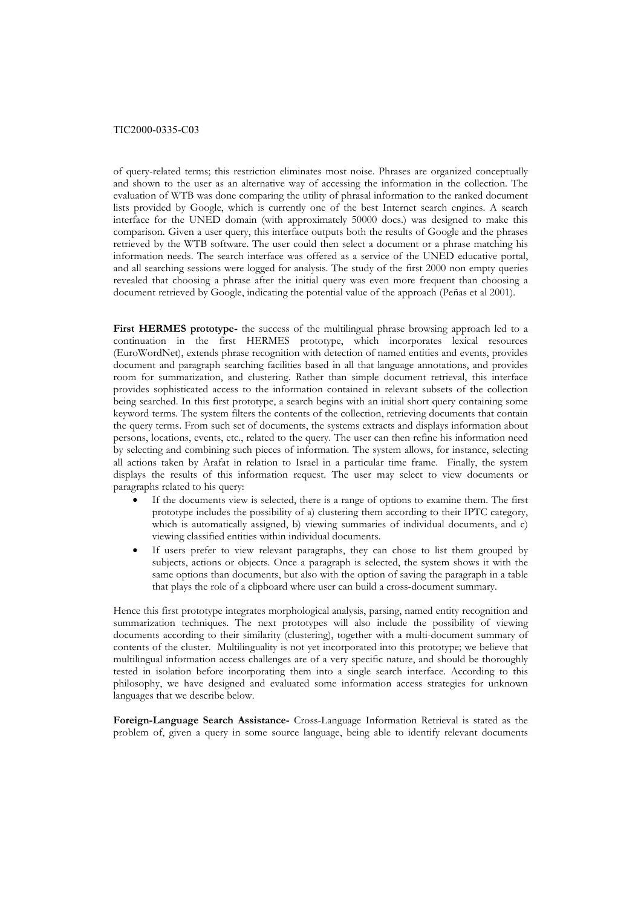of query-related terms; this restriction eliminates most noise. Phrases are organized conceptually and shown to the user as an alternative way of accessing the information in the collection. The evaluation of WTB was done comparing the utility of phrasal information to the ranked document lists provided by Google, which is currently one of the best Internet search engines. A search interface for the UNED domain (with approximately 50000 docs.) was designed to make this comparison. Given a user query, this interface outputs both the results of Google and the phrases retrieved by the WTB software. The user could then select a document or a phrase matching his information needs. The search interface was offered as a service of the UNED educative portal, and all searching sessions were logged for analysis. The study of the first 2000 non empty queries revealed that choosing a phrase after the initial query was even more frequent than choosing a document retrieved by Google, indicating the potential value of the approach (Peñas et al 2001).

**First HERMES prototype-** the success of the multilingual phrase browsing approach led to a continuation in the first HERMES prototype, which incorporates lexical resources (EuroWordNet), extends phrase recognition with detection of named entities and events, provides document and paragraph searching facilities based in all that language annotations, and provides room for summarization, and clustering. Rather than simple document retrieval, this interface provides sophisticated access to the information contained in relevant subsets of the collection being searched. In this first prototype, a search begins with an initial short query containing some keyword terms. The system filters the contents of the collection, retrieving documents that contain the query terms. From such set of documents, the systems extracts and displays information about persons, locations, events, etc., related to the query. The user can then refine his information need by selecting and combining such pieces of information. The system allows, for instance, selecting all actions taken by Arafat in relation to Israel in a particular time frame. Finally, the system displays the results of this information request. The user may select to view documents or paragraphs related to his query:

- If the documents view is selected, there is a range of options to examine them. The first prototype includes the possibility of a) clustering them according to their IPTC category, which is automatically assigned, b) viewing summaries of individual documents, and c) viewing classified entities within individual documents.
- If users prefer to view relevant paragraphs, they can chose to list them grouped by subjects, actions or objects. Once a paragraph is selected, the system shows it with the same options than documents, but also with the option of saving the paragraph in a table that plays the role of a clipboard where user can build a cross-document summary.

Hence this first prototype integrates morphological analysis, parsing, named entity recognition and summarization techniques. The next prototypes will also include the possibility of viewing documents according to their similarity (clustering), together with a multi-document summary of contents of the cluster. Multilinguality is not yet incorporated into this prototype; we believe that multilingual information access challenges are of a very specific nature, and should be thoroughly tested in isolation before incorporating them into a single search interface. According to this philosophy, we have designed and evaluated some information access strategies for unknown languages that we describe below.

**Foreign-Language Search Assistance-** Cross-Language Information Retrieval is stated as the problem of, given a query in some source language, being able to identify relevant documents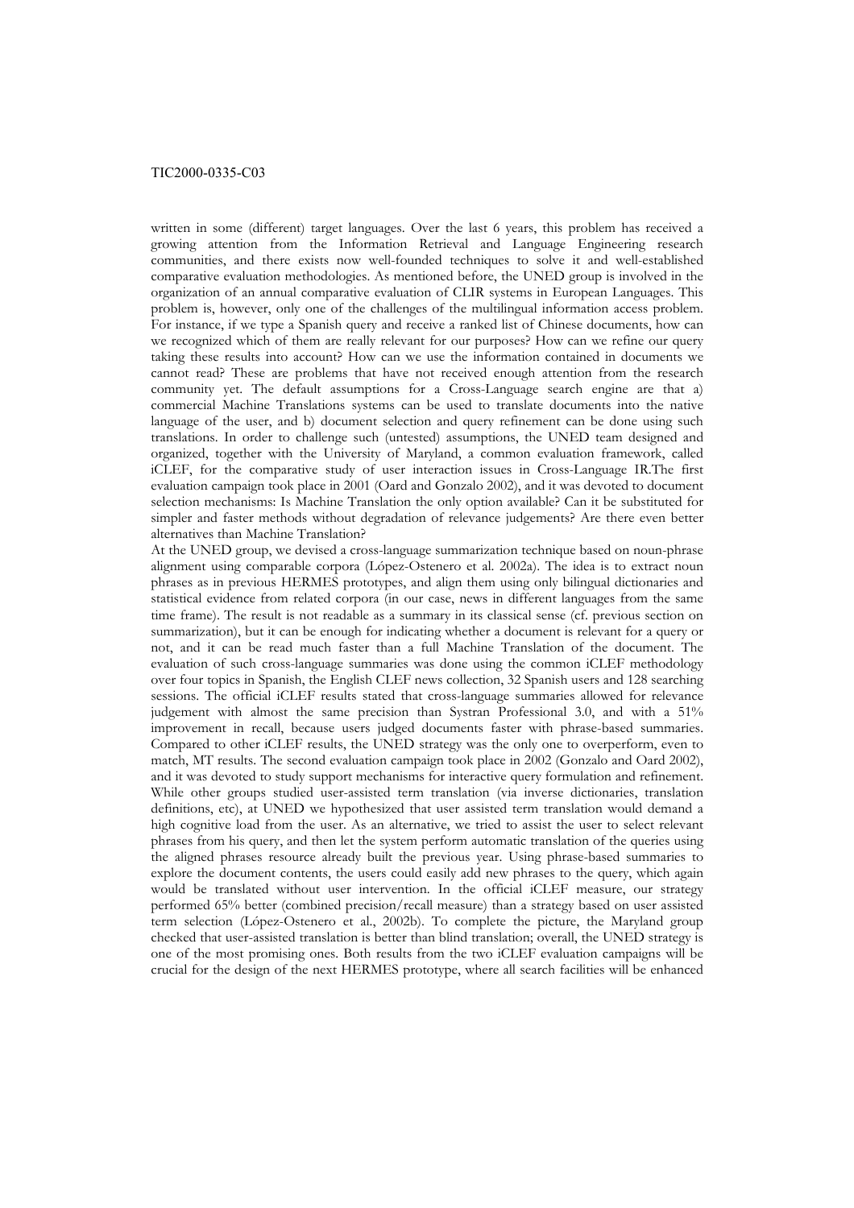written in some (different) target languages. Over the last 6 years, this problem has received a growing attention from the Information Retrieval and Language Engineering research communities, and there exists now well-founded techniques to solve it and well-established comparative evaluation methodologies. As mentioned before, the UNED group is involved in the organization of an annual comparative evaluation of CLIR systems in European Languages. This problem is, however, only one of the challenges of the multilingual information access problem. For instance, if we type a Spanish query and receive a ranked list of Chinese documents, how can we recognized which of them are really relevant for our purposes? How can we refine our query taking these results into account? How can we use the information contained in documents we cannot read? These are problems that have not received enough attention from the research community yet. The default assumptions for a Cross-Language search engine are that a) commercial Machine Translations systems can be used to translate documents into the native language of the user, and b) document selection and query refinement can be done using such translations. In order to challenge such (untested) assumptions, the UNED team designed and organized, together with the University of Maryland, a common evaluation framework, called iCLEF, for the comparative study of user interaction issues in Cross-Language IR.The first evaluation campaign took place in 2001 (Oard and Gonzalo 2002), and it was devoted to document selection mechanisms: Is Machine Translation the only option available? Can it be substituted for simpler and faster methods without degradation of relevance judgements? Are there even better alternatives than Machine Translation?

At the UNED group, we devised a cross-language summarization technique based on noun-phrase alignment using comparable corpora (López-Ostenero et al. 2002a). The idea is to extract noun phrases as in previous HERMES prototypes, and align them using only bilingual dictionaries and statistical evidence from related corpora (in our case, news in different languages from the same time frame). The result is not readable as a summary in its classical sense (cf. previous section on summarization), but it can be enough for indicating whether a document is relevant for a query or not, and it can be read much faster than a full Machine Translation of the document. The evaluation of such cross-language summaries was done using the common iCLEF methodology over four topics in Spanish, the English CLEF news collection, 32 Spanish users and 128 searching sessions. The official iCLEF results stated that cross-language summaries allowed for relevance judgement with almost the same precision than Systran Professional 3.0, and with a 51% improvement in recall, because users judged documents faster with phrase-based summaries. Compared to other iCLEF results, the UNED strategy was the only one to overperform, even to match, MT results. The second evaluation campaign took place in 2002 (Gonzalo and Oard 2002), and it was devoted to study support mechanisms for interactive query formulation and refinement. While other groups studied user-assisted term translation (via inverse dictionaries, translation definitions, etc), at UNED we hypothesized that user assisted term translation would demand a high cognitive load from the user. As an alternative, we tried to assist the user to select relevant phrases from his query, and then let the system perform automatic translation of the queries using the aligned phrases resource already built the previous year. Using phrase-based summaries to explore the document contents, the users could easily add new phrases to the query, which again would be translated without user intervention. In the official iCLEF measure, our strategy performed 65% better (combined precision/recall measure) than a strategy based on user assisted term selection (López-Ostenero et al., 2002b). To complete the picture, the Maryland group checked that user-assisted translation is better than blind translation; overall, the UNED strategy is one of the most promising ones. Both results from the two iCLEF evaluation campaigns will be crucial for the design of the next HERMES prototype, where all search facilities will be enhanced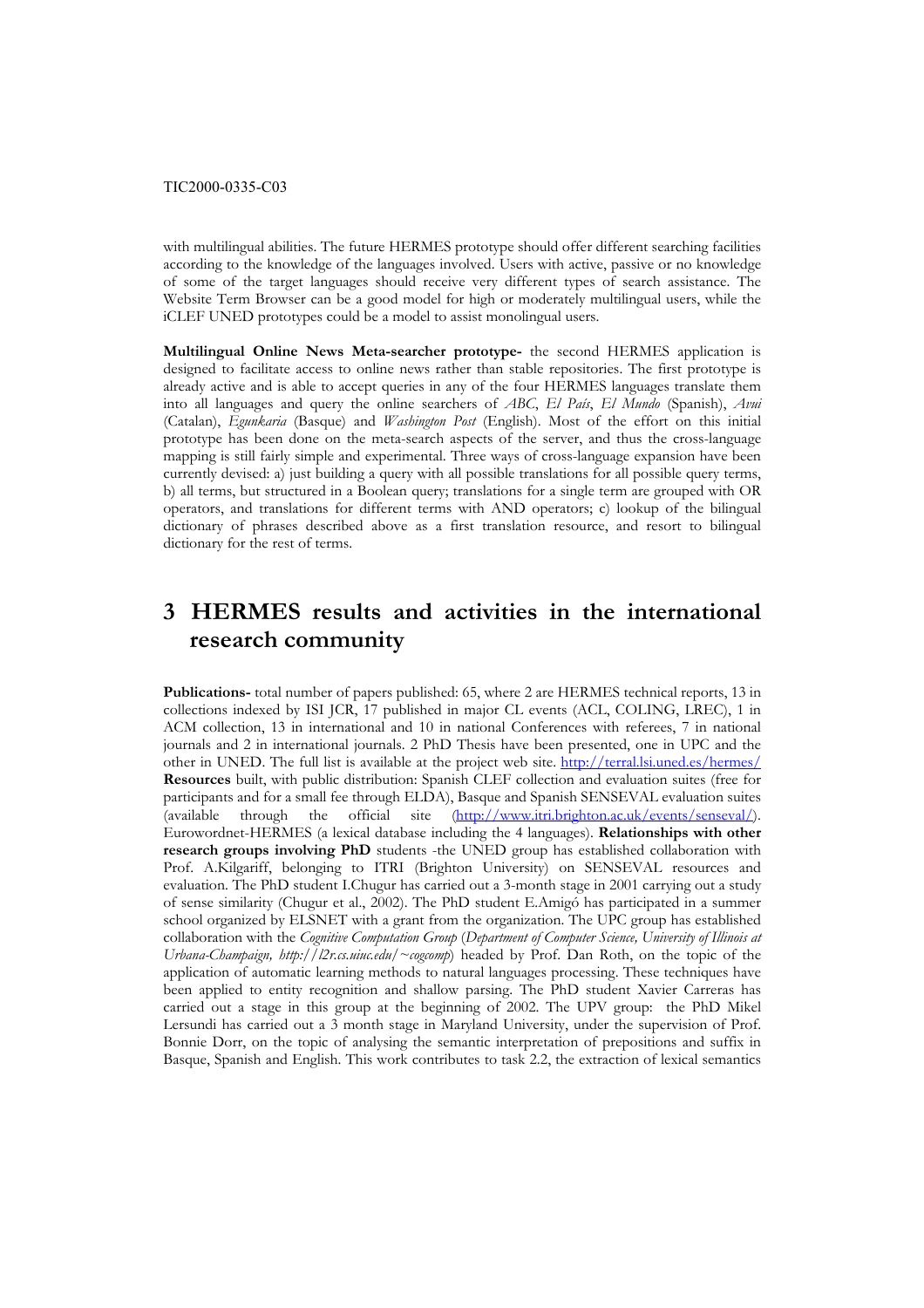with multilingual abilities. The future HERMES prototype should offer different searching facilities according to the knowledge of the languages involved. Users with active, passive or no knowledge of some of the target languages should receive very different types of search assistance. The Website Term Browser can be a good model for high or moderately multilingual users, while the iCLEF UNED prototypes could be a model to assist monolingual users.

**Multilingual Online News Meta-searcher prototype-** the second HERMES application is designed to facilitate access to online news rather than stable repositories. The first prototype is already active and is able to accept queries in any of the four HERMES languages translate them into all languages and query the online searchers of *ABC*, *El País*, *El Mundo* (Spanish), *Avui* (Catalan), *Egunkaria* (Basque) and *Washington Post* (English). Most of the effort on this initial prototype has been done on the meta-search aspects of the server, and thus the cross-language mapping is still fairly simple and experimental. Three ways of cross-language expansion have been currently devised: a) just building a query with all possible translations for all possible query terms, b) all terms, but structured in a Boolean query; translations for a single term are grouped with OR operators, and translations for different terms with AND operators; c) lookup of the bilingual dictionary of phrases described above as a first translation resource, and resort to bilingual dictionary for the rest of terms.

# 3 HERMES results and activities in the international research community

**Publications-** total number of papers published: 65, where 2 are HERMES technical reports, 13 in collections indexed by ISI JCR, 17 published in major CL events (ACL, COLING, LREC), 1 in ACM collection, 13 in international and 10 in national Conferences with referees, 7 in national journals and 2 in international journals. 2 PhD Thesis have been presented, one in UPC and the other in UNED. The full list is available at the project web site. http://terral.lsi.uned.es/hermes/ **Resources** built, with public distribution: Spanish CLEF collection and evaluation suites (free for participants and for a small fee through ELDA), Basque and Spanish SENSEVAL evaluation suites (available through the official site (http://www.itri.brighton.ac.uk/events/senseval/). Eurowordnet-HERMES (a lexical database including the 4 languages). **Relationships with other research groups involving PhD** students -the UNED group has established collaboration with Prof. A.Kilgariff, belonging to ITRI (Brighton University) on SENSEVAL resources and evaluation. The PhD student I.Chugur has carried out a 3-month stage in 2001 carrying out a study of sense similarity (Chugur et al., 2002). The PhD student E.Amigó has participated in a summer school organized by ELSNET with a grant from the organization. The UPC group has established collaboration with the *Cognitive Computation Group* (*Department of Computer Science, University of Illinois at Urbana-Champaign, http://l2r.cs.uiuc.edu/~cogcomp*) headed by Prof. Dan Roth, on the topic of the application of automatic learning methods to natural languages processing. These techniques have been applied to entity recognition and shallow parsing. The PhD student Xavier Carreras has carried out a stage in this group at the beginning of 2002. The UPV group: the PhD Mikel Lersundi has carried out a 3 month stage in Maryland University, under the supervision of Prof. Bonnie Dorr, on the topic of analysing the semantic interpretation of prepositions and suffix in Basque, Spanish and English. This work contributes to task 2.2, the extraction of lexical semantics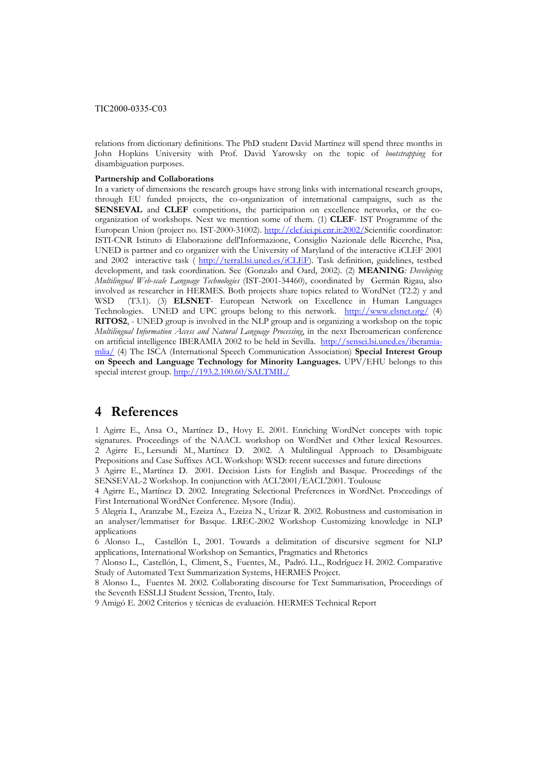relations from dictionary definitions. The PhD student David Martínez will spend three months in John Hopkins University with Prof. David Yarowsky on the topic of *bootstrapping* for disambiguation purposes.

**Partnership and Collaborations**

In a variety of dimensions the research groups have strong links with international research groups, through EU funded projects, the co-organization of international campaigns, such as the **SENSEVAL** and **CLEF** competitions, the participation on excellence networks, or the co-organization of workshops. Next we mention some of them. (1) **CLEF**- IST Programme of the European Union (project no. IST-2000-31002). http://clef.iei.pi.cnr.it:2002/Scientific coordinator: ISTI-CNR Istituto di Elaborazione dell'Informazione, Consiglio Nazionale delle Ricerche, Pisa, UNED is partner and co organizer with the University of Maryland of the interactive iCLEF 2001 and 2002 interactive task ( http://terral.lsi.uned.es/iCLEF). Task definition, guidelines, testbed development, and task coordination. See (Gonzalo and Oard, 2002). (2) **MEANING***: Developing Multilingual Web-scale Language Technologies* (IST-2001-34460), coordinated by Germán Rigau, also involved as researcher in HERMES. Both projects share topics related to WordNet (T2.2) y and WSD (T3.1). (3) **ELSNET**- European Network on Excellence in Human Languages Technologies. UNED and UPC groups belong to this network. http://www.elsnet.org/ (4) **RITOS2**, - UNED group is involved in the NLP group and is organizing a workshop on the topic *Multilingual Information Access and Natural Language Processing*, in the next Iberoamerican conference on artificial intelligence IBERAMIA 2002 to be held in Sevilla. http://sensei.lsi.uned.es/iberamia-mlia/ (4) The ISCA (International Speech Communication Association) **Special Interest Group on Speech and Language Technology for Minority Languages.** UPV/EHU belongs to this special interest group. http://193.2.100.60/SALTMIL/

# 4 References

1 Agirre E., Ansa O., Martínez D., Hovy E. 2001. Enriching WordNet concepts with topic signatures. Proceedings of the NAACL workshop on WordNet and Other lexical Resources.

2 Agirre E., Lersundi M., Martínez D. 2002. A Multilingual Approach to Disambiguate Prepositions and Case Suffixes ACL Workshop: WSD: recent successes and future directions

3 Agirre E., Martínez D. 2001. Decision Lists for English and Basque. Proceedings of the SENSEVAL-2 Workshop. In conjunction with ACL'2001/EACL'2001. Toulouse

4 Agirre E., Martínez D. 2002. Integrating Selectional Preferences in WordNet. Proceedings of First International WordNet Conference. Mysore (India).

5 Alegria I., Aranzabe M., Ezeiza A., Ezeiza N., Urizar R. 2002. Robustness and customisation in an analyser/lemmatiser for Basque. LREC-2002 Workshop Customizing knowledge in NLP applications

6 Alonso L., Castellón I., 2001. Towards a delimitation of discursive segment for NLP applications, International Workshop on Semantics, Pragmatics and Rhetorics

7 Alonso L., Castellón, I., Climent, S., Fuentes, M., Padró. LL., Rodríguez H. 2002. Comparative Study of Automated Text Summarization Systems, HERMES Project.

8 Alonso L., Fuentes M. 2002. Collaborating discourse for Text Summarisation, Proceedings of the Seventh ESSLLI Student Session, Trento, Italy.

9 Amigó E. 2002 Criterios y técnicas de evaluación. HERMES Technical Report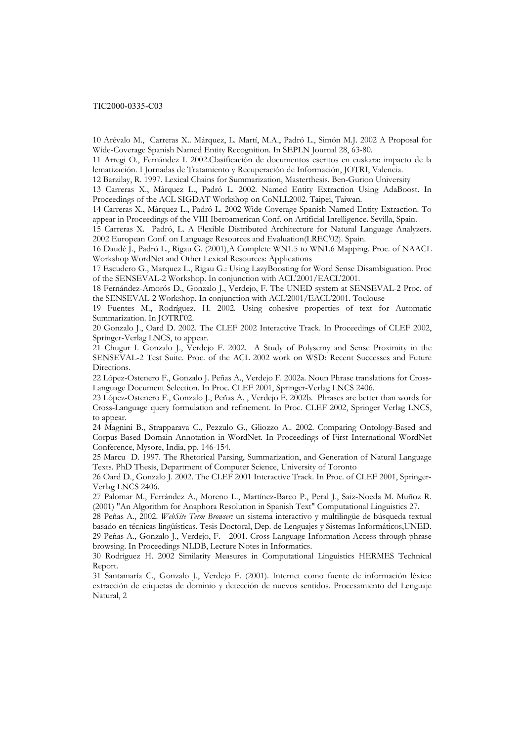10 Arévalo M., Carreras X.. Márquez, L. Martí, M.A., Padró L., Simón M.J. 2002 A Proposal for Wide-Coverage Spanish Named Entity Recognition. In SEPLN Journal 28, 63-80.

11 Arregi O., Fernández I. 2002.Clasificación de documentos escritos en euskara: impacto de la lematización. I Jornadas de Tratamiento y Recuperación de Información, JOTRI, Valencia.

12 Barzilay, R. 1997. Lexical Chains for Summarization, Masterthesis. Ben-Gurion University

13 Carreras X., Màrquez L., Padró L. 2002. Named Entity Extraction Using AdaBoost. In Proceedings of the ACL SIGDAT Workshop on CoNLL2002. Taipei, Taiwan.

14 Carreras X., Màrquez L., Padró L. 2002 Wide-Coverage Spanish Named Entity Extraction. To appear in Proceedings of the VIII Iberoamerican Conf. on Artificial Intelligence. Sevilla, Spain.

15 Carreras X. Padró, L. A Flexible Distributed Architecture for Natural Language Analyzers. 2002 European Conf. on Language Resources and Evaluation(LREC'02). Spain.

16 Daudé J., Padró L., Rigau G. (2001),A Complete WN1.5 to WN1.6 Mapping. Proc. of NAACL Workshop WordNet and Other Lexical Resources: Applications

17 Escudero G., Marquez L., Rigau G.: Using LazyBoosting for Word Sense Disambiguation. Proc of the SENSEVAL-2 Workshop. In conjunction with ACL'2001/EACL'2001.

18 Fernández-Amorós D., Gonzalo J., Verdejo, F. The UNED system at SENSEVAL-2 Proc. of the SENSEVAL-2 Workshop. In conjunction with ACL'2001/EACL'2001. Toulouse

19 Fuentes M., Rodríguez, H. 2002. Using cohesive properties of text for Automatic Summarization. In JOTRI'02.

20 Gonzalo J., Oard D. 2002. The CLEF 2002 Interactive Track. In Proceedings of CLEF 2002, Springer-Verlag LNCS, to appear.

21 Chugur I. Gonzalo J., Verdejo F. 2002. A Study of Polysemy and Sense Proximity in the SENSEVAL-2 Test Suite. Proc. of the ACL 2002 work on WSD: Recent Successes and Future Directions.

22 López-Ostenero F., Gonzalo J. Peñas A., Verdejo F. 2002a. Noun Phrase translations for Cross-Language Document Selection. In Proc. CLEF 2001, Springer-Verlag LNCS 2406.

23 López-Ostenero F., Gonzalo J., Peñas A. , Verdejo F. 2002b. Phrases are better than words for Cross-Language query formulation and refinement. In Proc. CLEF 2002, Springer Verlag LNCS, to appear.

24 Magnini B., Strapparava C., Pezzulo G., Gliozzo A.. 2002. Comparing Ontology-Based and Corpus-Based Domain Annotation in WordNet. In Proceedings of First International WordNet Conference, Mysore, India, pp. 146-154.

25 Marcu D. 1997. The Rhetorical Parsing, Summarization, and Generation of Natural Language Texts. PhD Thesis, Department of Computer Science, University of Toronto

26 Oard D., Gonzalo J. 2002. The CLEF 2001 Interactive Track. In Proc. of CLEF 2001, Springer-Verlag LNCS 2406.

27 Palomar M., Ferrández A., Moreno L., Martínez-Barco P., Peral J., Saiz-Noeda M. Muñoz R. (2001) "An Algorithm for Anaphora Resolution in Spanish Text" Computational Linguistics 27.

28 Peñas A., 2002. *WebSite Term Browser:* un sistema interactivo y multilingüe de búsqueda textual basado en técnicas lingüísticas. Tesis Doctoral, Dep. de Lenguajes y Sistemas Informáticos,UNED.

29 Peñas A., Gonzalo J., Verdejo, F. 2001. Cross-Language Information Access through phrase browsing. In Proceedings NLDB, Lecture Notes in Informatics.

30 Rodriguez H. 2002 Similarity Measures in Computational Linguistics HERMES Technical Report.

31 Santamaría C., Gonzalo J., Verdejo F. (2001). Internet como fuente de información léxica: extracción de etiquetas de dominio y detección de nuevos sentidos. Procesamiento del Lenguaje Natural, 2